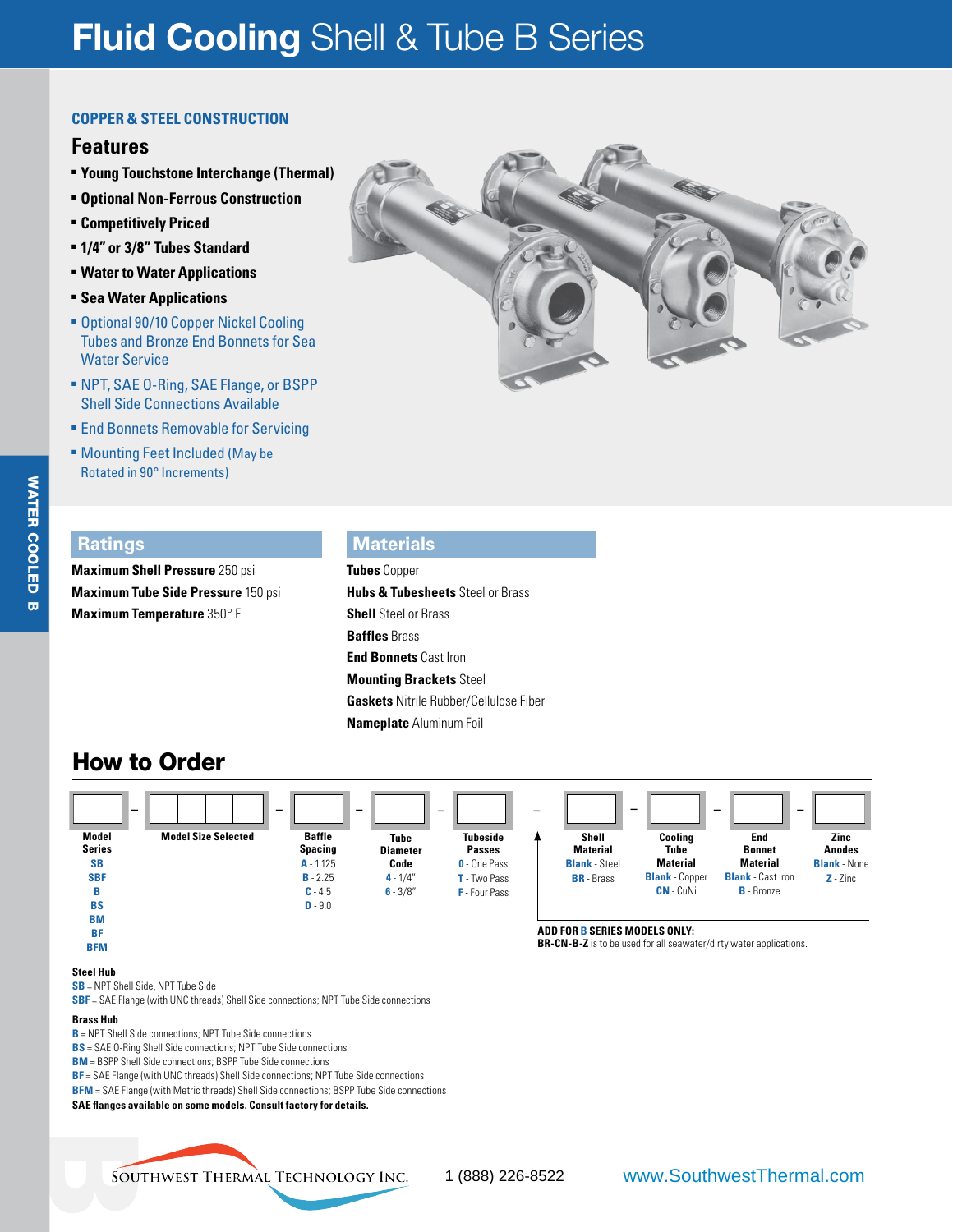# Fluid Cooling Shell & Tube B Series

## COPPER & STEEL CONSTRUCTION

### Features

- **Young Touchstone Interchange (Thermal)**
- **Optional Non-Ferrous Construction**
- **Competitively Priced**
- **1/4" or 3/8" Tubes Standard**
- **Water to Water Applications**
- **Sea Water Applications**
- Optional 90/10 Copper Nickel Cooling Tubes and Bronze End Bonnets for Sea Water Service
- NPT, SAE O-Ring, SAE Flange, or BSPP Shell Side Connections Available
- End Bonnets Removable for Servicing
- Mounting Feet Included (May be Rotated in 90° Increments)

### Ratings

**Maximum Shell Pressure** 250 psi

**Maximum Tube Side Pressure** 150 psi

**Maximum Temperature** 350° F

### Materials

**Tubes** Copper

**Hubs & Tubesheets** Steel or Brass

**Shell** Steel or Brass

**Baffles** Brass

**End Bonnets** Cast Iron

**Mounting Brackets** Steel

**Gaskets** Nitrile Rubber/Cellulose Fiber

**Nameplate** Aluminum Foil

## How to Order

| Model Series | Model Size Selected | Baffle Spacing | Tube Diameter Code | Tubeside Passes | Shell Material | Cooling Tube Material | End Bonnet Material | Zinc Anodes |
|---|---|---|---|---|---|---|---|---|
| SB | | A - 1.125 | 4 - 1/4" | 0 - One Pass | Blank - Steel | Blank - Copper | Blank - Cast Iron | Blank - None |
| SBF | | B - 2.25 | 6 - 3/8" | T - Two Pass | BR - Brass | CN - CuNi | B - Bronze | Z - Zinc |
| B | | C - 4.5 | | F - Four Pass | | | | |
| BS | | D - 9.0 | | | | | | |
| BM | | | | | | | | |
| BF | | | | | | | | |
| BFM | | | | | | | | |

**ADD FOR B SERIES MODELS ONLY:**
**BR-CN-B-Z** is to be used for all seawater/dirty water applications.

**Steel Hub**

**SB** = NPT Shell Side, NPT Tube Side

**SBF** = SAE Flange (with UNC threads) Shell Side connections; NPT Tube Side connections

**Brass Hub**

**B** = NPT Shell Side connections; NPT Tube Side connections

**BS** = SAE O-Ring Shell Side connections; NPT Tube Side connections

**BM** = BSPP Shell Side connections; BSPP Tube Side connections

**BF** = SAE Flange (with UNC threads) Shell Side connections; NPT Tube Side connections

**BFM** = SAE Flange (with Metric threads) Shell Side connections; BSPP Tube Side connections

**SAE flanges available on some models. Consult factory for details.**

Southwest Thermal Technology Inc. 1 (888) 226-8522 www.SouthwestThermal.com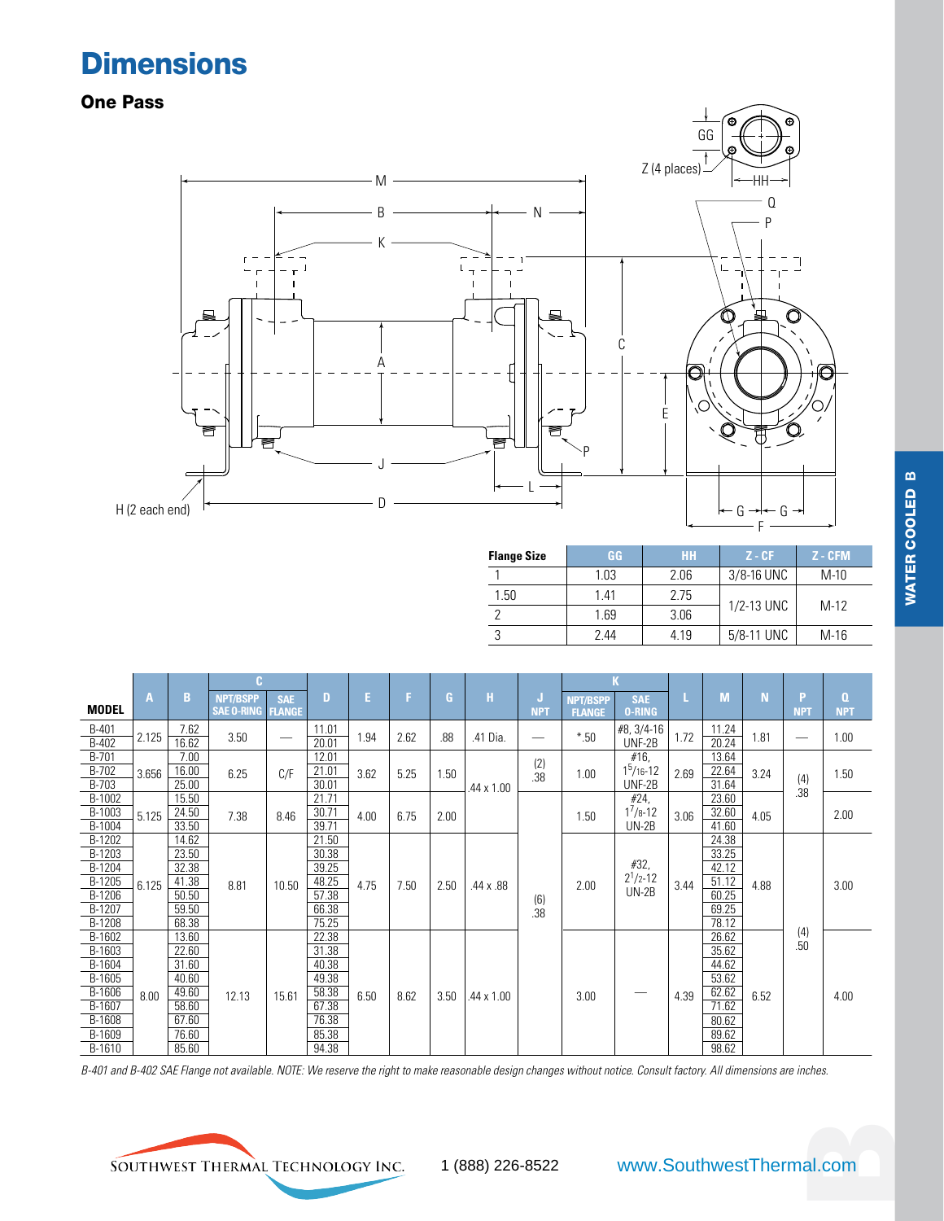# Dimensions

## One Pass

| Flange Size | GG | HH | Z - CF | Z - CFM |
|---|---|---|---|---|
| 1 | 1.03 | 2.06 | 3/8-16 UNC | M-10 |
| 1.50 | 1.41 | 2.75 | 1/2-13 UNC | M-12 |
| 2 | 1.69 | 3.06 | 1/2-13 UNC | M-12 |
| 3 | 2.44 | 4.19 | 5/8-11 UNC | M-16 |

| MODEL | A | B | C | | D | E | F | G | H | J | K | | L | M | N | P | Q |
|---|---|---|---|---|---|---|---|---|---|---|---|---|---|---|---|---|---|
| | | | NPT/BSPP SAE O-RING | SAE FLANGE | | | | | | NPT | NPT/BSPP FLANGE | SAE O-RING | | | | NPT | NPT |
| B-401 | 2.125 | 7.62 | 3.50 | — | 11.01 | 1.94 | 2.62 | .88 | .41 Dia. | — | *.50 | #8, 3/4-16 UNF-2B | 1.72 | 11.24 | 1.81 | — | 1.00 |
| B-402 | 2.125 | 16.62 | 3.50 | — | 20.01 | 1.94 | 2.62 | .88 | .41 Dia. | — | *.50 | #8, 3/4-16 UNF-2B | 1.72 | 20.24 | 1.81 | — | 1.00 |
| B-701 | 3.656 | 7.00 | 6.25 | C/F | 12.01 | 3.62 | 5.25 | 1.50 | .44 x 1.00 | (2) .38 | 1.00 | #16, $1^{5}/_{16}$-12 UNF-2B | 2.69 | 13.64 | 3.24 | (4) .38 | 1.50 |
| B-702 | 3.656 | 16.00 | 6.25 | C/F | 21.01 | 3.62 | 5.25 | 1.50 | .44 x 1.00 | (2) .38 | 1.00 | #16, $1^{5}/_{16}$-12 UNF-2B | 2.69 | 22.64 | 3.24 | (4) .38 | 1.50 |
| B-703 | 3.656 | 25.00 | 6.25 | C/F | 30.01 | 3.62 | 5.25 | 1.50 | .44 x 1.00 | (2) .38 | 1.00 | #16, $1^{5}/_{16}$-12 UNF-2B | 2.69 | 31.64 | 3.24 | (4) .38 | 1.50 |
| B-1002 | 5.125 | 15.50 | 7.38 | 8.46 | 21.71 | 4.00 | 6.75 | 2.00 | .44 x 1.00 | (6) .38 | 1.50 | #24, $1^{7}/_{8}$-12 UN-2B | 3.06 | 23.60 | 4.05 | (4) .38 | 2.00 |
| B-1003 | 5.125 | 24.50 | 7.38 | 8.46 | 30.71 | 4.00 | 6.75 | 2.00 | .44 x 1.00 | (6) .38 | 1.50 | #24, $1^{7}/_{8}$-12 UN-2B | 3.06 | 32.60 | 4.05 | (4) .38 | 2.00 |
| B-1004 | 5.125 | 33.50 | 7.38 | 8.46 | 39.71 | 4.00 | 6.75 | 2.00 | .44 x 1.00 | (6) .38 | 1.50 | #24, $1^{7}/_{8}$-12 UN-2B | 3.06 | 41.60 | 4.05 | (4) .38 | 2.00 |
| B-1202 | 6.125 | 14.62 | 8.81 | 10.50 | 21.50 | 4.75 | 7.50 | 2.50 | .44 x .88 | (6) .38 | 2.00 | #32, $2^{1}/_{2}$-12 UN-2B | 3.44 | 24.38 | 4.88 | (4) .50 | 3.00 |
| B-1203 | 6.125 | 23.50 | 8.81 | 10.50 | 30.38 | 4.75 | 7.50 | 2.50 | .44 x .88 | (6) .38 | 2.00 | #32, $2^{1}/_{2}$-12 UN-2B | 3.44 | 33.25 | 4.88 | (4) .50 | 3.00 |
| B-1204 | 6.125 | 32.38 | 8.81 | 10.50 | 39.25 | 4.75 | 7.50 | 2.50 | .44 x .88 | (6) .38 | 2.00 | #32, $2^{1}/_{2}$-12 UN-2B | 3.44 | 42.12 | 4.88 | (4) .50 | 3.00 |
| B-1205 | 6.125 | 41.38 | 8.81 | 10.50 | 48.25 | 4.75 | 7.50 | 2.50 | .44 x .88 | (6) .38 | 2.00 | #32, $2^{1}/_{2}$-12 UN-2B | 3.44 | 51.12 | 4.88 | (4) .50 | 3.00 |
| B-1206 | 6.125 | 50.50 | 8.81 | 10.50 | 57.38 | 4.75 | 7.50 | 2.50 | .44 x .88 | (6) .38 | 2.00 | #32, $2^{1}/_{2}$-12 UN-2B | 3.44 | 60.25 | 4.88 | (4) .50 | 3.00 |
| B-1207 | 6.125 | 59.50 | 8.81 | 10.50 | 66.38 | 4.75 | 7.50 | 2.50 | .44 x .88 | (6) .38 | 2.00 | #32, $2^{1}/_{2}$-12 UN-2B | 3.44 | 69.25 | 4.88 | (4) .50 | 3.00 |
| B-1208 | 6.125 | 68.38 | 8.81 | 10.50 | 75.25 | 4.75 | 7.50 | 2.50 | .44 x .88 | (6) .38 | 2.00 | #32, $2^{1}/_{2}$-12 UN-2B | 3.44 | 78.12 | 4.88 | (4) .50 | 3.00 |
| B-1602 | 8.00 | 13.60 | 12.13 | 15.61 | 22.38 | 6.50 | 8.62 | 3.50 | .44 x 1.00 | (6) .38 | 3.00 | — | 4.39 | 26.62 | 6.52 | (4) .50 | 4.00 |
| B-1603 | 8.00 | 22.60 | 12.13 | 15.61 | 31.38 | 6.50 | 8.62 | 3.50 | .44 x 1.00 | (6) .38 | 3.00 | — | 4.39 | 35.62 | 6.52 | (4) .50 | 4.00 |
| B-1604 | 8.00 | 31.60 | 12.13 | 15.61 | 40.38 | 6.50 | 8.62 | 3.50 | .44 x 1.00 | (6) .38 | 3.00 | — | 4.39 | 44.62 | 6.52 | (4) .50 | 4.00 |
| B-1605 | 8.00 | 40.60 | 12.13 | 15.61 | 49.38 | 6.50 | 8.62 | 3.50 | .44 x 1.00 | (6) .38 | 3.00 | — | 4.39 | 53.62 | 6.52 | (4) .50 | 4.00 |
| B-1606 | 8.00 | 49.60 | 12.13 | 15.61 | 58.38 | 6.50 | 8.62 | 3.50 | .44 x 1.00 | (6) .38 | 3.00 | — | 4.39 | 62.62 | 6.52 | (4) .50 | 4.00 |
| B-1607 | 8.00 | 58.60 | 12.13 | 15.61 | 67.38 | 6.50 | 8.62 | 3.50 | .44 x 1.00 | (6) .38 | 3.00 | — | 4.39 | 71.62 | 6.52 | (4) .50 | 4.00 |
| B-1608 | 8.00 | 67.60 | 12.13 | 15.61 | 76.38 | 6.50 | 8.62 | 3.50 | .44 x 1.00 | (6) .38 | 3.00 | — | 4.39 | 80.62 | 6.52 | (4) .50 | 4.00 |
| B-1609 | 8.00 | 76.60 | 12.13 | 15.61 | 85.38 | 6.50 | 8.62 | 3.50 | .44 x 1.00 | (6) .38 | 3.00 | — | 4.39 | 89.62 | 6.52 | (4) .50 | 4.00 |
| B-1610 | 8.00 | 85.60 | 12.13 | 15.61 | 94.38 | 6.50 | 8.62 | 3.50 | .44 x 1.00 | (6) .38 | 3.00 | — | 4.39 | 98.62 | 6.52 | (4) .50 | 4.00 |

*B-401 and B-402 SAE Flange not available. NOTE: We reserve the right to make reasonable design changes without notice. Consult factory. All dimensions are inches.*

SOUTHWEST THERMAL TECHNOLOGY INC. 1 (888) 226-8522 www.SouthwestThermal.com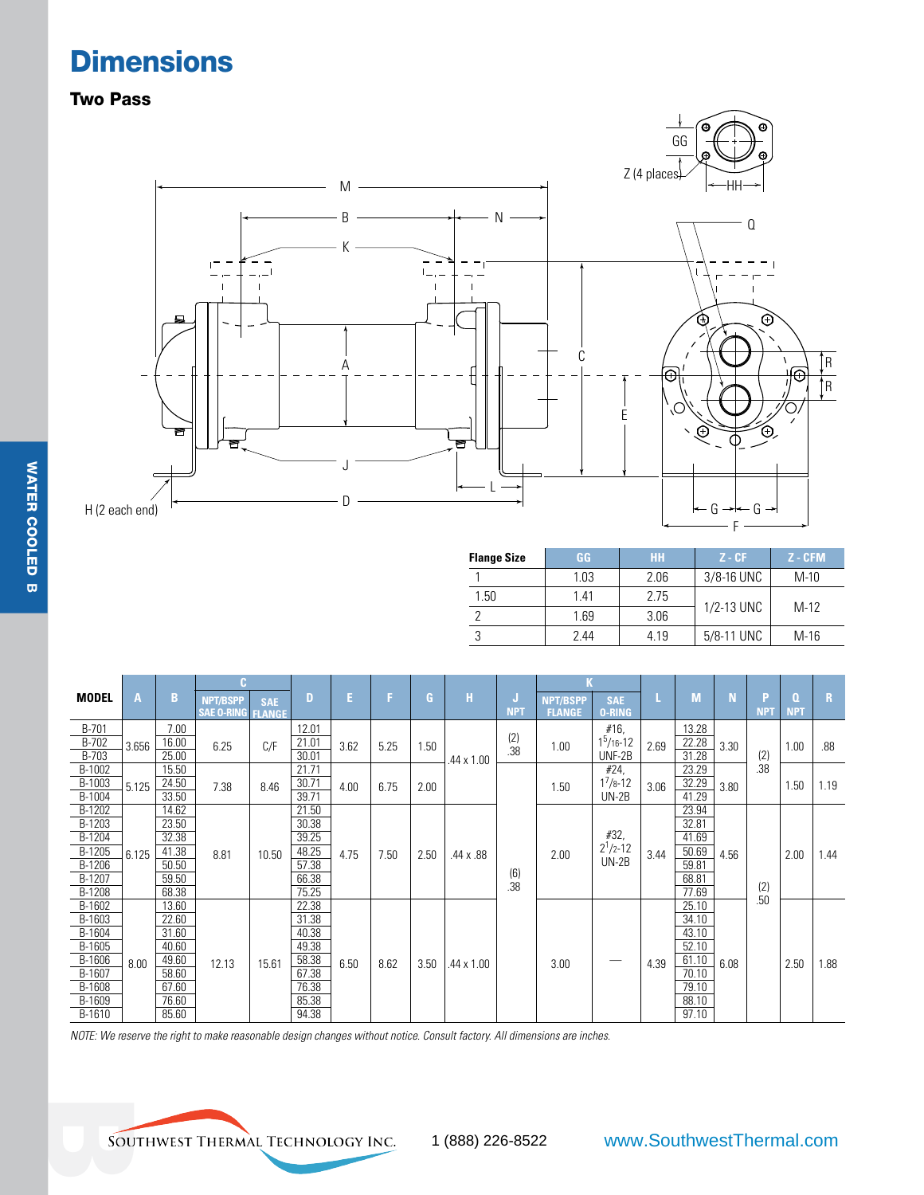# Dimensions

## Two Pass

| Flange Size | GG | HH | Z - CF | Z - CFM |
|---|---|---|---|---|
| 1 | 1.03 | 2.06 | 3/8-16 UNC | M-10 |
| 1.50 | 1.41 | 2.75 | 1/2-13 UNC | M-12 |
| 2 | 1.69 | 3.06 | | |
| 3 | 2.44 | 4.19 | 5/8-11 UNC | M-16 |

| MODEL | A | B | C | | D | E | F | G | H | J | K | | L | M | N | P | Q | R |
|---|---|---|---|---|---|---|---|---|---|---|---|---|---|---|---|---|---|---|
| | | | NPT/BSPP SAE O-RING | SAE FLANGE | | | | | | NPT | NPT/BSPP FLANGE | SAE O-RING | | | | NPT | NPT | |
| B-701 | 3.656 | 7.00 | 6.25 | C/F | 12.01 | 3.62 | 5.25 | 1.50 | .44 x 1.00 | (2) .38 | 1.00 | #16, $1^5/_{16}$-12 UNF-2B | 2.69 | 13.28 | 3.30 | (2) .38 | 1.00 | .88 |
| B-702 | | 16.00 | | | 21.01 | | | | | | | | | 22.28 | | | | |
| B-703 | | 25.00 | | | 30.01 | | | | | | | | | 31.28 | | | | |
| B-1002 | 5.125 | 15.50 | 7.38 | 8.46 | 21.71 | 4.00 | 6.75 | 2.00 | | (6) .38 | 1.50 | #24, $1^7/_8$-12 UN-2B | 3.06 | 23.29 | 3.80 | | 1.50 | 1.19 |
| B-1003 | | 24.50 | | | 30.71 | | | | | | | | | 32.29 | | | | |
| B-1004 | | 33.50 | | | 39.71 | | | | | | | | | 41.29 | | | | |
| B-1202 | 6.125 | 14.62 | 8.81 | 10.50 | 21.50 | 4.75 | 7.50 | 2.50 | .44 x .88 | | 2.00 | #32, $2^1/_2$-12 UN-2B | 3.44 | 23.94 | 4.56 | (2) .50 | 2.00 | 1.44 |
| B-1203 | | 23.50 | | | 30.38 | | | | | | | | | 32.81 | | | | |
| B-1204 | | 32.38 | | | 39.25 | | | | | | | | | 41.69 | | | | |
| B-1205 | | 41.38 | | | 48.25 | | | | | | | | | 50.69 | | | | |
| B-1206 | | 50.50 | | | 57.38 | | | | | | | | | 59.81 | | | | |
| B-1207 | | 59.50 | | | 66.38 | | | | | | | | | 68.81 | | | | |
| B-1208 | | 68.38 | | | 75.25 | | | | | | | | | 77.69 | | | | |
| B-1602 | 8.00 | 13.60 | 12.13 | 15.61 | 22.38 | 6.50 | 8.62 | 3.50 | .44 x 1.00 | | 3.00 | — | 4.39 | 25.10 | 6.08 | | 2.50 | 1.88 |
| B-1603 | | 22.60 | | | 31.38 | | | | | | | | | 34.10 | | | | |
| B-1604 | | 31.60 | | | 40.38 | | | | | | | | | 43.10 | | | | |
| B-1605 | | 40.60 | | | 49.38 | | | | | | | | | 52.10 | | | | |
| B-1606 | | 49.60 | | | 58.38 | | | | | | | | | 61.10 | | | | |
| B-1607 | | 58.60 | | | 67.38 | | | | | | | | | 70.10 | | | | |
| B-1608 | | 67.60 | | | 76.38 | | | | | | | | | 79.10 | | | | |
| B-1609 | | 76.60 | | | 85.38 | | | | | | | | | 88.10 | | | | |
| B-1610 | | 85.60 | | | 94.38 | | | | | | | | | 97.10 | | | | |

*NOTE: We reserve the right to make reasonable design changes without notice. Consult factory. All dimensions are inches.*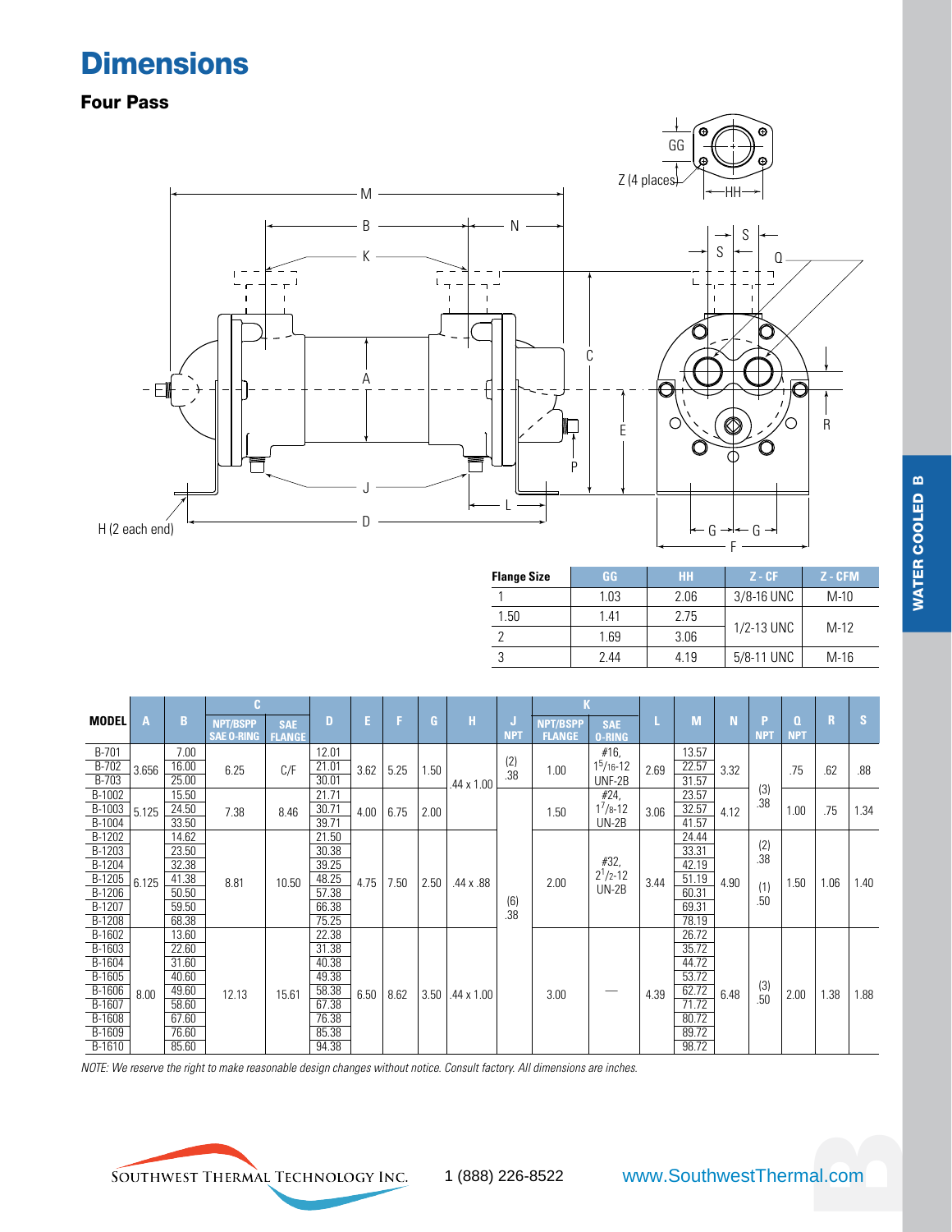# Dimensions

## Four Pass

| Flange Size | GG | HH | Z - CF | Z - CFM |
|---|---|---|---|---|
| 1 | 1.03 | 2.06 | 3/8-16 UNC | M-10 |
| 1.50 | 1.41 | 2.75 | 1/2-13 UNC | M-12 |
| 2 | 1.69 | 3.06 | | |
| 3 | 2.44 | 4.19 | 5/8-11 UNC | M-16 |

| MODEL | A | B | C | | D | E | F | G | H | J | K | | L | M | N | P | Q | R | S |
|---|---|---|---|---|---|---|---|---|---|---|---|---|---|---|---|---|---|---|---|
| | | | NPT/BSPP SAE O-RING | SAE FLANGE | | | | | | NPT | NPT/BSPP FLANGE | SAE O-RING | | | | NPT | NPT | | |
| B-701 | 3.656 | 7.00 | 6.25 | C/F | 12.01 | 3.62 | 5.25 | 1.50 | .44 x 1.00 | (2) .38 | 1.00 | #16, $1^5/_{16}$-12 UNF-2B | 2.69 | 13.57 | 3.32 | (3) .38 | .75 | .62 | .88 |
| B-702 | | 16.00 | | | 21.01 | | | | | | | | | 22.57 | | | | | |
| B-703 | | 25.00 | | | 30.01 | | | | | | | | | 31.57 | | | | | |
| B-1002 | 5.125 | 15.50 | 7.38 | 8.46 | 21.71 | 4.00 | 6.75 | 2.00 | | (6) .38 | 1.50 | #24, $1^7/_8$-12 UN-2B | 3.06 | 23.57 | 4.12 | | 1.00 | .75 | 1.34 |
| B-1003 | | 24.50 | | | 30.71 | | | | | | | | | 32.57 | | | | | |
| B-1004 | | 33.50 | | | 39.71 | | | | | | | | | 41.57 | | | | | |
| B-1202 | 6.125 | 14.62 | 8.81 | 10.50 | 21.50 | 4.75 | 7.50 | 2.50 | .44 x .88 | | 2.00 | #32, $2^1/_2$-12 UN-2B | 3.44 | 24.44 | 4.90 | (2) .38 (1) .50 | 1.50 | 1.06 | 1.40 |
| B-1203 | | 23.50 | | | 30.38 | | | | | | | | | 33.31 | | | | | |
| B-1204 | | 32.38 | | | 39.25 | | | | | | | | | 42.19 | | | | | |
| B-1205 | | 41.38 | | | 48.25 | | | | | | | | | 51.19 | | | | | |
| B-1206 | | 50.50 | | | 57.38 | | | | | | | | | 60.31 | | | | | |
| B-1207 | | 59.50 | | | 66.38 | | | | | | | | | 69.31 | | | | | |
| B-1208 | | 68.38 | | | 75.25 | | | | | | | | | 78.19 | | | | | |
| B-1602 | 8.00 | 13.60 | 12.13 | 15.61 | 22.38 | 6.50 | 8.62 | 3.50 | .44 x 1.00 | | 3.00 | — | 4.39 | 26.72 | 6.48 | (3) .50 | 2.00 | 1.38 | 1.88 |
| B-1603 | | 22.60 | | | 31.38 | | | | | | | | | 35.72 | | | | | |
| B-1604 | | 31.60 | | | 40.38 | | | | | | | | | 44.72 | | | | | |
| B-1605 | | 40.60 | | | 49.38 | | | | | | | | | 53.72 | | | | | |
| B-1606 | | 49.60 | | | 58.38 | | | | | | | | | 62.72 | | | | | |
| B-1607 | | 58.60 | | | 67.38 | | | | | | | | | 71.72 | | | | | |
| B-1608 | | 67.60 | | | 76.38 | | | | | | | | | 80.72 | | | | | |
| B-1609 | | 76.60 | | | 85.38 | | | | | | | | | 89.72 | | | | | |
| B-1610 | | 85.60 | | | 94.38 | | | | | | | | | 98.72 | | | | | |

*NOTE: We reserve the right to make reasonable design changes without notice. Consult factory. All dimensions are inches.*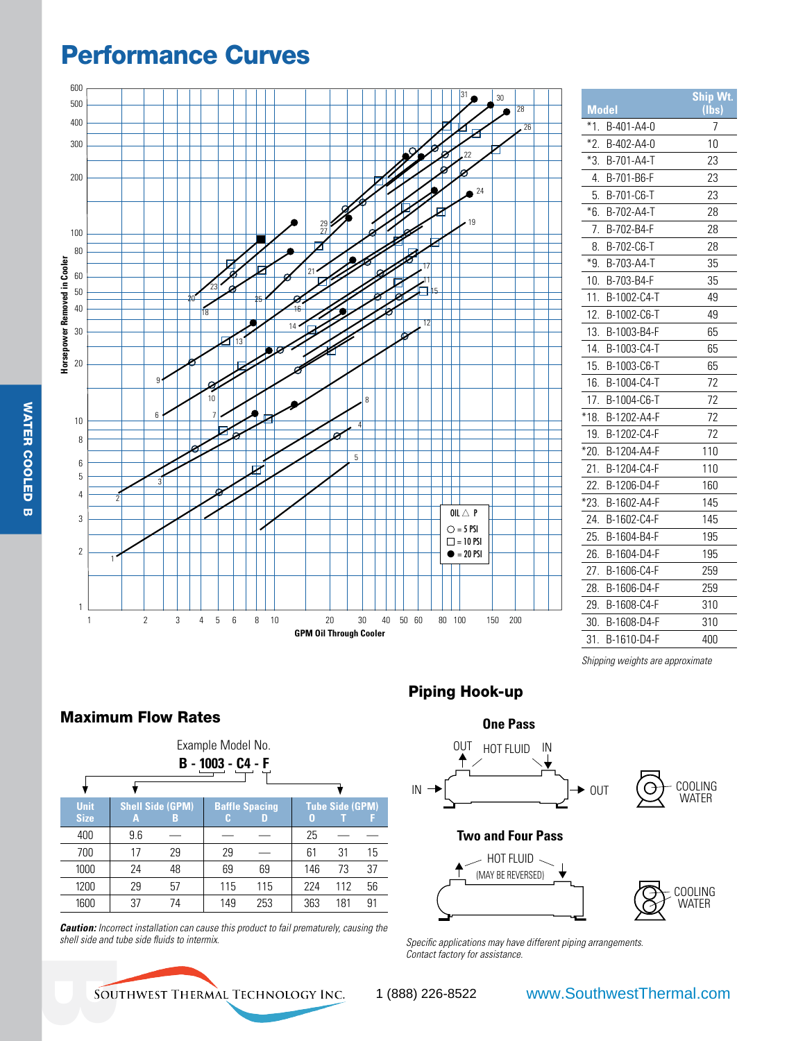# Performance Curves

Horsepower Removed in Cooler vs. GPM Oil Through Cooler

OIL △ P
○ = 5 PSI
□ = 10 PSI
● = 20 PSI

| Model | Ship Wt. (lbs) |
|---|---|
| *1. B-401-A4-0 | 7 |
| *2. B-402-A4-0 | 10 |
| *3. B-701-A4-T | 23 |
| 4. B-701-B6-F | 23 |
| 5. B-701-C6-T | 23 |
| *6. B-702-A4-T | 28 |
| 7. B-702-B4-F | 28 |
| 8. B-702-C6-T | 28 |
| *9. B-703-A4-T | 35 |
| 10. B-703-B4-F | 35 |
| 11. B-1002-C4-T | 49 |
| 12. B-1002-C6-T | 49 |
| 13. B-1003-B4-F | 65 |
| 14. B-1003-C4-T | 65 |
| 15. B-1003-C6-T | 65 |
| 16. B-1004-C4-T | 72 |
| 17. B-1004-C6-T | 72 |
| *18. B-1202-A4-F | 72 |
| 19. B-1202-C4-F | 72 |
| *20. B-1204-A4-F | 110 |
| 21. B-1204-C4-F | 110 |
| 22. B-1206-D4-F | 160 |
| *23. B-1602-A4-F | 145 |
| 24. B-1602-C4-F | 145 |
| 25. B-1604-B4-F | 195 |
| 26. B-1604-D4-F | 195 |
| 27. B-1606-C4-F | 259 |
| 28. B-1606-D4-F | 259 |
| 29. B-1608-C4-F | 310 |
| 30. B-1608-D4-F | 310 |
| 31. B-1610-D4-F | 400 |

*Shipping weights are approximate*

## Maximum Flow Rates

Example Model No.

**B - 1003 - C4 - F**

| Unit Size | Shell Side (GPM) A | Shell Side (GPM) B | Baffle Spacing C | Baffle Spacing D | Tube Side (GPM) O | Tube Side (GPM) T | Tube Side (GPM) F |
|---|---|---|---|---|---|---|---|
| 400 | 9.6 | — | — | — | 25 | — | — |
| 700 | 17 | 29 | 29 | — | 61 | 31 | 15 |
| 1000 | 24 | 48 | 69 | 69 | 146 | 73 | 37 |
| 1200 | 29 | 57 | 115 | 115 | 224 | 112 | 56 |
| 1600 | 37 | 74 | 149 | 253 | 363 | 181 | 91 |

***Caution:*** *Incorrect installation can cause this product to fail prematurely, causing the shell side and tube side fluids to intermix.*

## Piping Hook-up

### One Pass

OUT HOT FLUID IN

IN → → OUT

COOLING WATER

### Two and Four Pass

HOT FLUID (MAY BE REVERSED)

COOLING WATER

*Specific applications may have different piping arrangements. Contact factory for assistance.*

SOUTHWEST THERMAL TECHNOLOGY INC. 1 (888) 226-8522 www.SouthwestThermal.com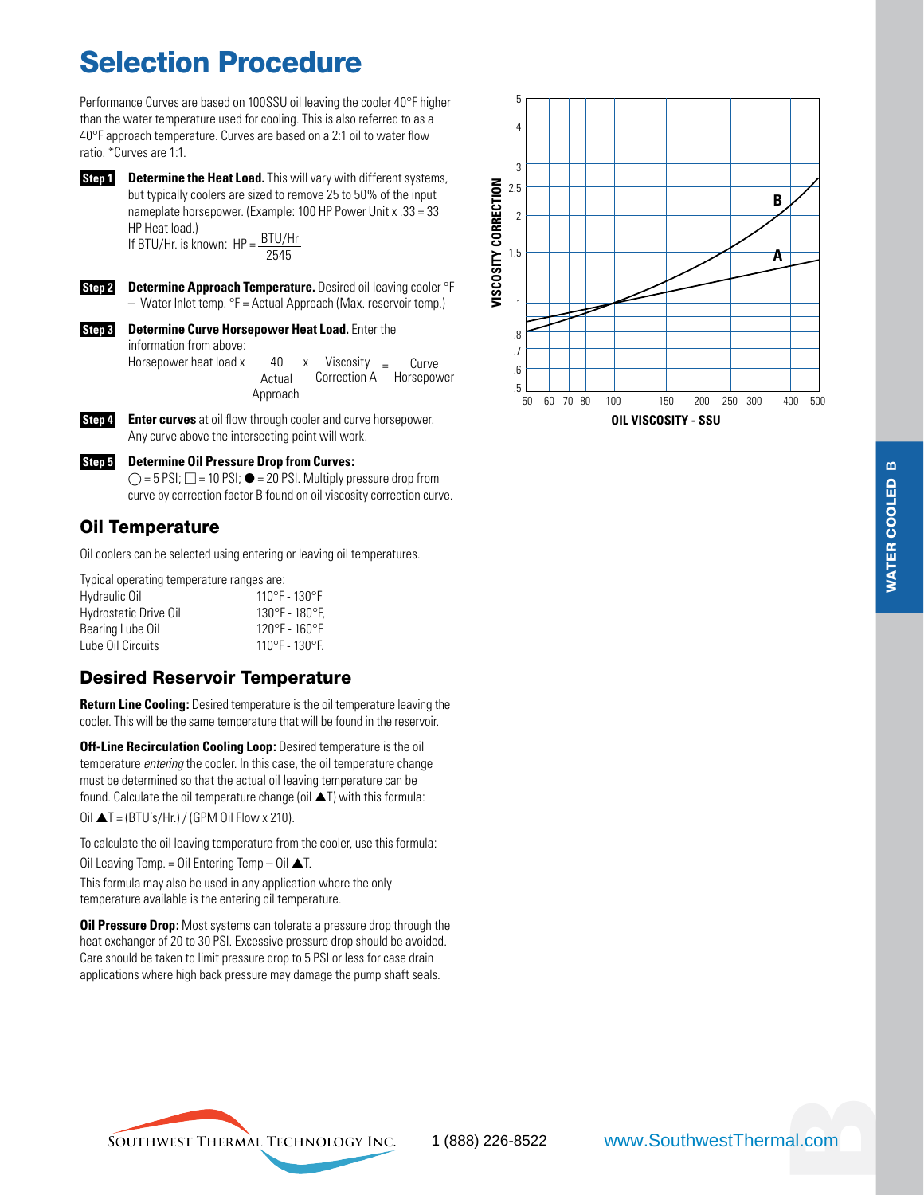# Selection Procedure

Performance Curves are based on 100SSU oil leaving the cooler 40°F higher than the water temperature used for cooling. This is also referred to as a 40°F approach temperature. Curves are based on a 2:1 oil to water flow ratio. *Curves are 1:1.

**Step 1** **Determine the Heat Load.** This will vary with different systems, but typically coolers are sized to remove 25 to 50% of the input nameplate horsepower. (Example: 100 HP Power Unit x .33 = 33 HP Heat load.)
If BTU/Hr. is known: $HP = \frac{BTU/Hr}{2545}$

**Step 2** **Determine Approach Temperature.** Desired oil leaving cooler °F – Water Inlet temp. °F = Actual Approach (Max. reservoir temp.)

**Step 3** **Determine Curve Horsepower Heat Load.** Enter the information from above:

$$\text{Horsepower heat load} \times \frac{40}{\text{Actual Approach}} \times \text{Viscosity Correction A} = \text{Curve Horsepower}$$

**Step 4** **Enter curves** at oil flow through cooler and curve horsepower. Any curve above the intersecting point will work.

**Step 5** **Determine Oil Pressure Drop from Curves:**
◯ = 5 PSI; ☐ = 10 PSI; ● = 20 PSI. Multiply pressure drop from curve by correction factor B found on oil viscosity correction curve.

VISCOSITY CORRECTION
5
4
3
2.5
2
1.5
1
.8
.7
.6
.5
50 60 70 80 100 150 200 250 300 400 500
OIL VISCOSITY - SSU
B
A

## Oil Temperature

Oil coolers can be selected using entering or leaving oil temperatures.

Typical operating temperature ranges are:

| | |
|---|---|
| Hydraulic Oil | 110°F - 130°F |
| Hydrostatic Drive Oil | 130°F - 180°F, |
| Bearing Lube Oil | 120°F - 160°F |
| Lube Oil Circuits | 110°F - 130°F. |

## Desired Reservoir Temperature

**Return Line Cooling:** Desired temperature is the oil temperature leaving the cooler. This will be the same temperature that will be found in the reservoir.

**Off-Line Recirculation Cooling Loop:** Desired temperature is the oil temperature *entering* the cooler. In this case, the oil temperature change must be determined so that the actual oil leaving temperature can be found. Calculate the oil temperature change (oil ▲T) with this formula:

Oil ▲T = (BTU's/Hr.) / (GPM Oil Flow x 210).

To calculate the oil leaving temperature from the cooler, use this formula:

Oil Leaving Temp. = Oil Entering Temp – Oil ▲T.

This formula may also be used in any application where the only temperature available is the entering oil temperature.

**Oil Pressure Drop:** Most systems can tolerate a pressure drop through the heat exchanger of 20 to 30 PSI. Excessive pressure drop should be avoided. Care should be taken to limit pressure drop to 5 PSI or less for case drain applications where high back pressure may damage the pump shaft seals.